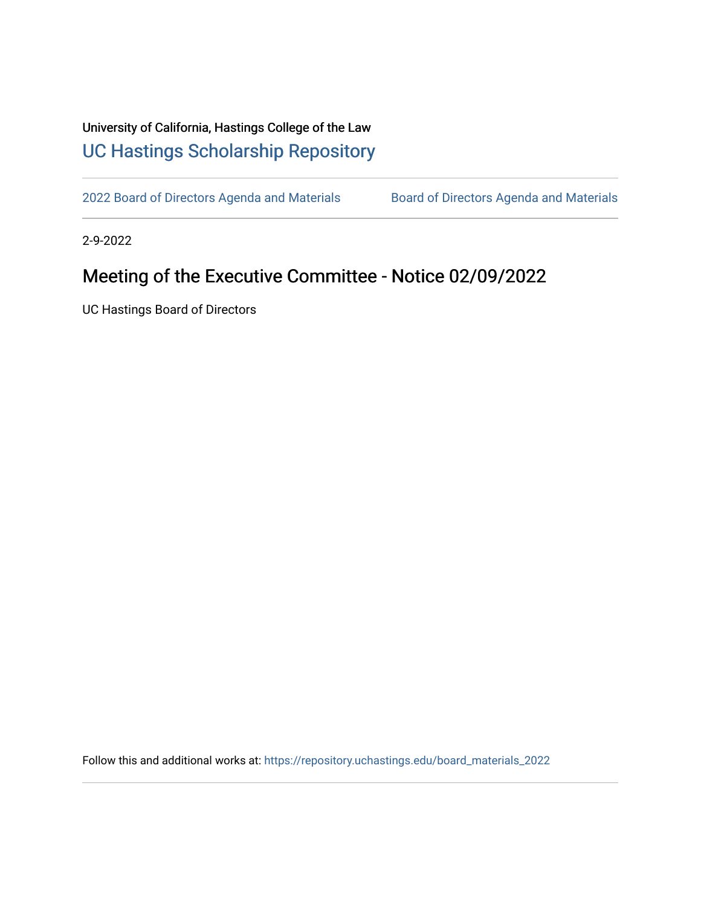University of California, Hastings College of the Law

# UC Hastings Scholarship Repository

2022 Board of Directors Agenda and Materials    Board of Directors Agenda and Materials

2-9-2022

## Meeting of the Executive Committee - Notice 02/09/2022

UC Hastings Board of Directors

Follow this and additional works at: https://repository.uchastings.edu/board_materials_2022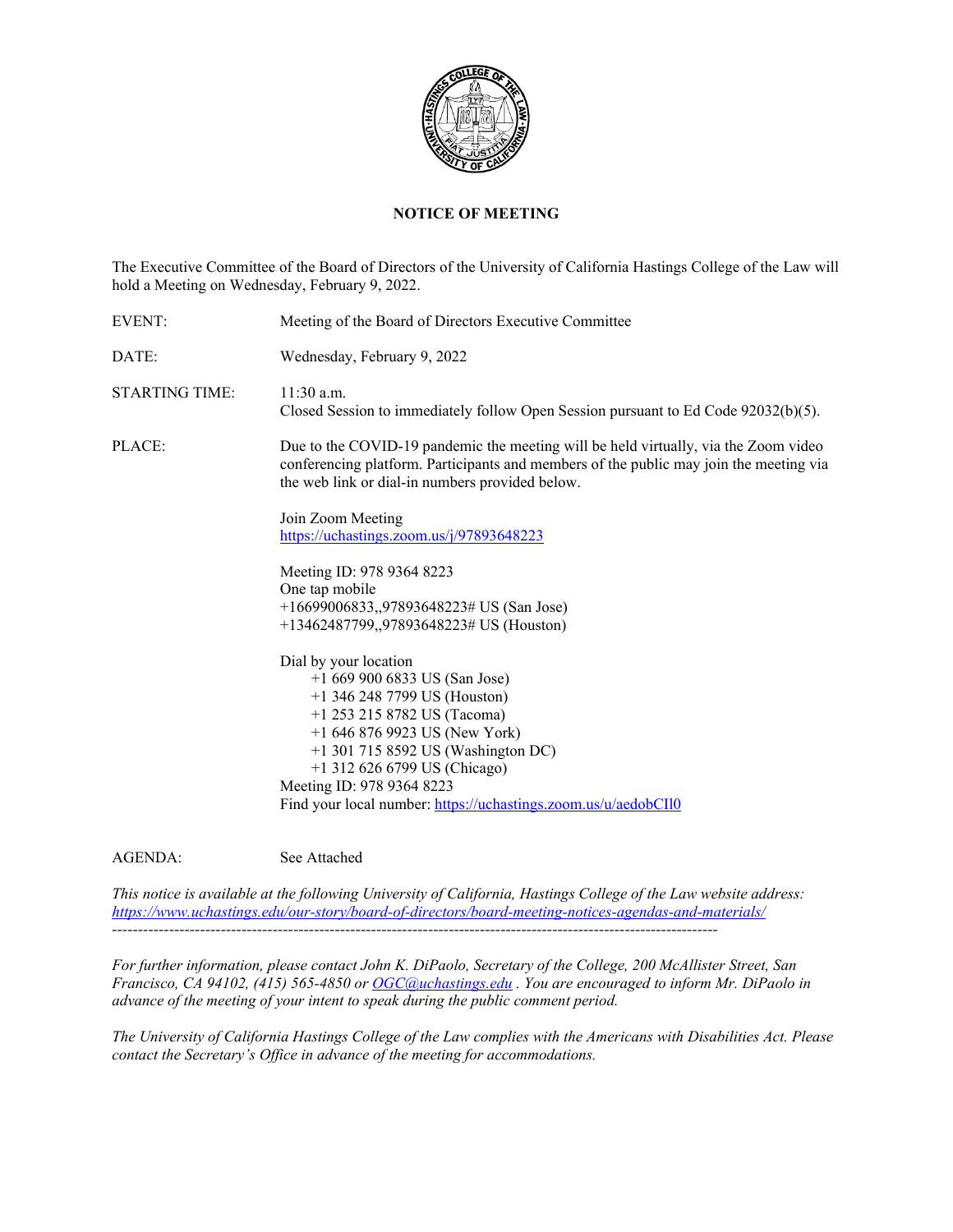## NOTICE OF MEETING

The Executive Committee of the Board of Directors of the University of California Hastings College of the Law will hold a Meeting on Wednesday, February 9, 2022.

EVENT: Meeting of the Board of Directors Executive Committee

DATE: Wednesday, February 9, 2022

STARTING TIME: 11:30 a.m.
Closed Session to immediately follow Open Session pursuant to Ed Code 92032(b)(5).

PLACE: Due to the COVID-19 pandemic the meeting will be held virtually, via the Zoom video conferencing platform. Participants and members of the public may join the meeting via the web link or dial-in numbers provided below.

Join Zoom Meeting
[https://uchastings.zoom.us/j/97893648223](https://uchastings.zoom.us/j/97893648223)

Meeting ID: 978 9364 8223
One tap mobile
+16699006833,,97893648223# US (San Jose)
+13462487799,,97893648223# US (Houston)

Dial by your location
+1 669 900 6833 US (San Jose)
+1 346 248 7799 US (Houston)
+1 253 215 8782 US (Tacoma)
+1 646 876 9923 US (New York)
+1 301 715 8592 US (Washington DC)
+1 312 626 6799 US (Chicago)
Meeting ID: 978 9364 8223
Find your local number: [https://uchastings.zoom.us/u/aedobCIl0](https://uchastings.zoom.us/u/aedobCIl0)

AGENDA: See Attached

*This notice is available at the following University of California, Hastings College of the Law website address: [https://www.uchastings.edu/our-story/board-of-directors/board-meeting-notices-agendas-and-materials/](https://www.uchastings.edu/our-story/board-of-directors/board-meeting-notices-agendas-and-materials/)*

---

*For further information, please contact John K. DiPaolo, Secretary of the College, 200 McAllister Street, San Francisco, CA 94102, (415) 565-4850 or [OGC@uchastings.edu](mailto:OGC@uchastings.edu) . You are encouraged to inform Mr. DiPaolo in advance of the meeting of your intent to speak during the public comment period.*

*The University of California Hastings College of the Law complies with the Americans with Disabilities Act. Please contact the Secretary's Office in advance of the meeting for accommodations.*